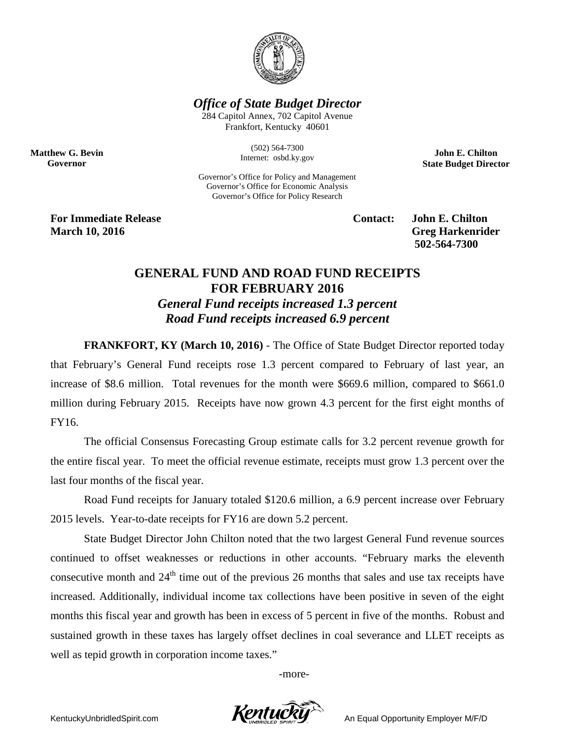***Office of State Budget Director***

284 Capitol Annex, 702 Capitol Avenue
Frankfort, Kentucky 40601

(502) 564-7300
Internet: osbd.ky.gov

Governor's Office for Policy and Management
Governor's Office for Economic Analysis
Governor's Office for Policy Research

**Matthew G. Bevin**
**Governor**

**John E. Chilton**
**State Budget Director**

**For Immediate Release**
**March 10, 2016**

**Contact: John E. Chilton**
**Greg Harkenrider**
**502-564-7300**

## GENERAL FUND AND ROAD FUND RECEIPTS FOR FEBRUARY 2016

***General Fund receipts increased 1.3 percent***
***Road Fund receipts increased 6.9 percent***

**FRANKFORT, KY (March 10, 2016)** - The Office of State Budget Director reported today that February's General Fund receipts rose 1.3 percent compared to February of last year, an increase of $8.6 million. Total revenues for the month were $669.6 million, compared to $661.0 million during February 2015. Receipts have now grown 4.3 percent for the first eight months of FY16.

The official Consensus Forecasting Group estimate calls for 3.2 percent revenue growth for the entire fiscal year. To meet the official revenue estimate, receipts must grow 1.3 percent over the last four months of the fiscal year.

Road Fund receipts for January totaled $120.6 million, a 6.9 percent increase over February 2015 levels. Year-to-date receipts for FY16 are down 5.2 percent.

State Budget Director John Chilton noted that the two largest General Fund revenue sources continued to offset weaknesses or reductions in other accounts. "February marks the eleventh consecutive month and 24th time out of the previous 26 months that sales and use tax receipts have increased. Additionally, individual income tax collections have been positive in seven of the eight months this fiscal year and growth has been in excess of 5 percent in five of the months. Robust and sustained growth in these taxes has largely offset declines in coal severance and LLET receipts as well as tepid growth in corporation income taxes."

-more-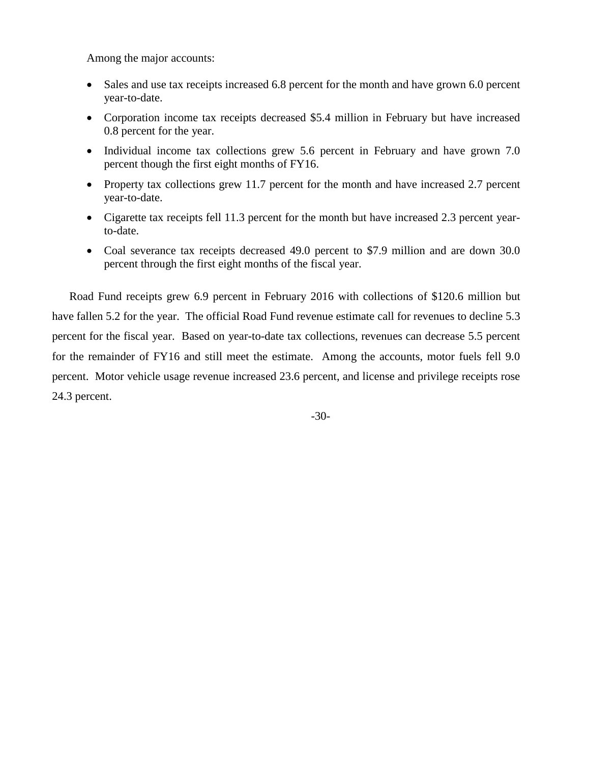Among the major accounts:

- Sales and use tax receipts increased 6.8 percent for the month and have grown 6.0 percent year-to-date.
- Corporation income tax receipts decreased $5.4 million in February but have increased 0.8 percent for the year.
- Individual income tax collections grew 5.6 percent in February and have grown 7.0 percent though the first eight months of FY16.
- Property tax collections grew 11.7 percent for the month and have increased 2.7 percent year-to-date.
- Cigarette tax receipts fell 11.3 percent for the month but have increased 2.3 percent year-to-date.
- Coal severance tax receipts decreased 49.0 percent to $7.9 million and are down 30.0 percent through the first eight months of the fiscal year.

Road Fund receipts grew 6.9 percent in February 2016 with collections of $120.6 million but have fallen 5.2 for the year. The official Road Fund revenue estimate call for revenues to decline 5.3 percent for the fiscal year. Based on year-to-date tax collections, revenues can decrease 5.5 percent for the remainder of FY16 and still meet the estimate. Among the accounts, motor fuels fell 9.0 percent. Motor vehicle usage revenue increased 23.6 percent, and license and privilege receipts rose 24.3 percent.

-30-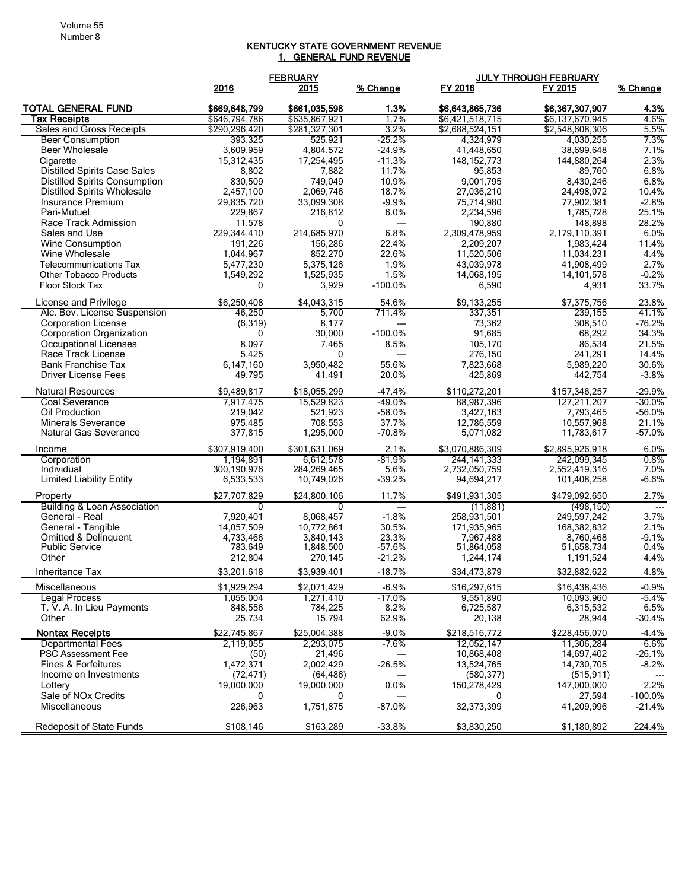## KENTUCKY STATE GOVERNMENT REVENUE

### 1. GENERAL FUND REVENUE

| | FEBRUARY | | | JULY THROUGH FEBRUARY | | |
|---|---|---|---|---|---|---|
| | 2016 | 2015 | % Change | FY 2016 | FY 2015 | % Change |
| **TOTAL GENERAL FUND** | **$669,648,799** | **$661,035,598** | **1.3%** | **$6,643,865,736** | **$6,367,307,907** | **4.3%** |
| **Tax Receipts** | $646,794,786 | $635,867,921 | 1.7% | $6,421,518,715 | $6,137,670,945 | 4.6% |
| Sales and Gross Receipts | $290,296,420 | $281,327,301 | 3.2% | $2,688,524,151 | $2,548,608,306 | 5.5% |
| Beer Consumption | 393,325 | 525,921 | -25.2% | 4,324,979 | 4,030,255 | 7.3% |
| Beer Wholesale | 3,609,959 | 4,804,572 | -24.9% | 41,448,650 | 38,699,648 | 7.1% |
| Cigarette | 15,312,435 | 17,254,495 | -11.3% | 148,152,773 | 144,880,264 | 2.3% |
| Distilled Spirits Case Sales | 8,802 | 7,882 | 11.7% | 95,853 | 89,760 | 6.8% |
| Distilled Spirits Consumption | 830,509 | 749,049 | 10.9% | 9,001,795 | 8,430,246 | 6.8% |
| Distilled Spirits Wholesale | 2,457,100 | 2,069,746 | 18.7% | 27,036,210 | 24,498,072 | 10.4% |
| Insurance Premium | 29,835,720 | 33,099,308 | -9.9% | 75,714,980 | 77,902,381 | -2.8% |
| Pari-Mutuel | 229,867 | 216,812 | 6.0% | 2,234,596 | 1,785,728 | 25.1% |
| Race Track Admission | 11,578 | 0 | --- | 190,880 | 148,898 | 28.2% |
| Sales and Use | 229,344,410 | 214,685,970 | 6.8% | 2,309,478,959 | 2,179,110,391 | 6.0% |
| Wine Consumption | 191,226 | 156,286 | 22.4% | 2,209,207 | 1,983,424 | 11.4% |
| Wine Wholesale | 1,044,967 | 852,270 | 22.6% | 11,520,506 | 11,034,231 | 4.4% |
| Telecommunications Tax | 5,477,230 | 5,375,126 | 1.9% | 43,039,978 | 41,908,499 | 2.7% |
| Other Tobacco Products | 1,549,292 | 1,525,935 | 1.5% | 14,068,195 | 14,101,578 | -0.2% |
| Floor Stock Tax | 0 | 3,929 | -100.0% | 6,590 | 4,931 | 33.7% |
| License and Privilege | $6,250,408 | $4,043,315 | 54.6% | $9,133,255 | $7,375,756 | 23.8% |
| Alc. Bev. License Suspension | 46,250 | 5,700 | 711.4% | 337,351 | 239,155 | 41.1% |
| Corporation License | (6,319) | 8,177 | --- | 73,362 | 308,510 | -76.2% |
| Corporation Organization | 0 | 30,000 | -100.0% | 91,685 | 68,292 | 34.3% |
| Occupational Licenses | 8,097 | 7,465 | 8.5% | 105,170 | 86,534 | 21.5% |
| Race Track License | 5,425 | 0 | --- | 276,150 | 241,291 | 14.4% |
| Bank Franchise Tax | 6,147,160 | 3,950,482 | 55.6% | 7,823,668 | 5,989,220 | 30.6% |
| Driver License Fees | 49,795 | 41,491 | 20.0% | 425,869 | 442,754 | -3.8% |
| Natural Resources | $9,489,817 | $18,055,299 | -47.4% | $110,272,201 | $157,346,257 | -29.9% |
| Coal Severance | 7,917,475 | 15,529,823 | -49.0% | 88,987,396 | 127,211,207 | -30.0% |
| Oil Production | 219,042 | 521,923 | -58.0% | 3,427,163 | 7,793,465 | -56.0% |
| Minerals Severance | 975,485 | 708,553 | 37.7% | 12,786,559 | 10,557,968 | 21.1% |
| Natural Gas Severance | 377,815 | 1,295,000 | -70.8% | 5,071,082 | 11,783,617 | -57.0% |
| Income | $307,919,400 | $301,631,069 | 2.1% | $3,070,886,309 | $2,895,926,918 | 6.0% |
| Corporation | 1,194,891 | 6,612,578 | -81.9% | 244,141,333 | 242,099,345 | 0.8% |
| Individual | 300,190,976 | 284,269,465 | 5.6% | 2,732,050,759 | 2,552,419,316 | 7.0% |
| Limited Liability Entity | 6,533,533 | 10,749,026 | -39.2% | 94,694,217 | 101,408,258 | -6.6% |
| Property | $27,707,829 | $24,800,106 | 11.7% | $491,931,305 | $479,092,650 | 2.7% |
| Building & Loan Association | 0 | 0 | --- | (11,881) | (498,150) | --- |
| General - Real | 7,920,401 | 8,068,457 | -1.8% | 258,931,501 | 249,597,242 | 3.7% |
| General - Tangible | 14,057,509 | 10,772,861 | 30.5% | 171,935,965 | 168,382,832 | 2.1% |
| Omitted & Delinquent | 4,733,466 | 3,840,143 | 23.3% | 7,967,488 | 8,760,468 | -9.1% |
| Public Service | 783,649 | 1,848,500 | -57.6% | 51,864,058 | 51,658,734 | 0.4% |
| Other | 212,804 | 270,145 | -21.2% | 1,244,174 | 1,191,524 | 4.4% |
| Inheritance Tax | $3,201,618 | $3,939,401 | -18.7% | $34,473,879 | $32,882,622 | 4.8% |
| Miscellaneous | $1,929,294 | $2,071,429 | -6.9% | $16,297,615 | $16,438,436 | -0.9% |
| Legal Process | 1,055,004 | 1,271,410 | -17.0% | 9,551,890 | 10,093,960 | -5.4% |
| T. V. A. In Lieu Payments | 848,556 | 784,225 | 8.2% | 6,725,587 | 6,315,532 | 6.5% |
| Other | 25,734 | 15,794 | 62.9% | 20,138 | 28,944 | -30.4% |
| **Nontax Receipts** | $22,745,867 | $25,004,388 | -9.0% | $218,516,772 | $228,456,070 | -4.4% |
| Departmental Fees | 2,119,055 | 2,293,075 | -7.6% | 12,052,147 | 11,306,284 | 6.6% |
| PSC Assessment Fee | (50) | 21,496 | --- | 10,868,408 | 14,697,402 | -26.1% |
| Fines & Forfeitures | 1,472,371 | 2,002,429 | -26.5% | 13,524,765 | 14,730,705 | -8.2% |
| Income on Investments | (72,471) | (64,486) | --- | (580,377) | (515,911) | --- |
| Lottery | 19,000,000 | 19,000,000 | 0.0% | 150,278,429 | 147,000,000 | 2.2% |
| Sale of NOx Credits | 0 | 0 | --- | 0 | 27,594 | -100.0% |
| Miscellaneous | 226,963 | 1,751,875 | -87.0% | 32,373,399 | 41,209,996 | -21.4% |
| Redeposit of State Funds | $108,146 | $163,289 | -33.8% | $3,830,250 | $1,180,892 | 224.4% |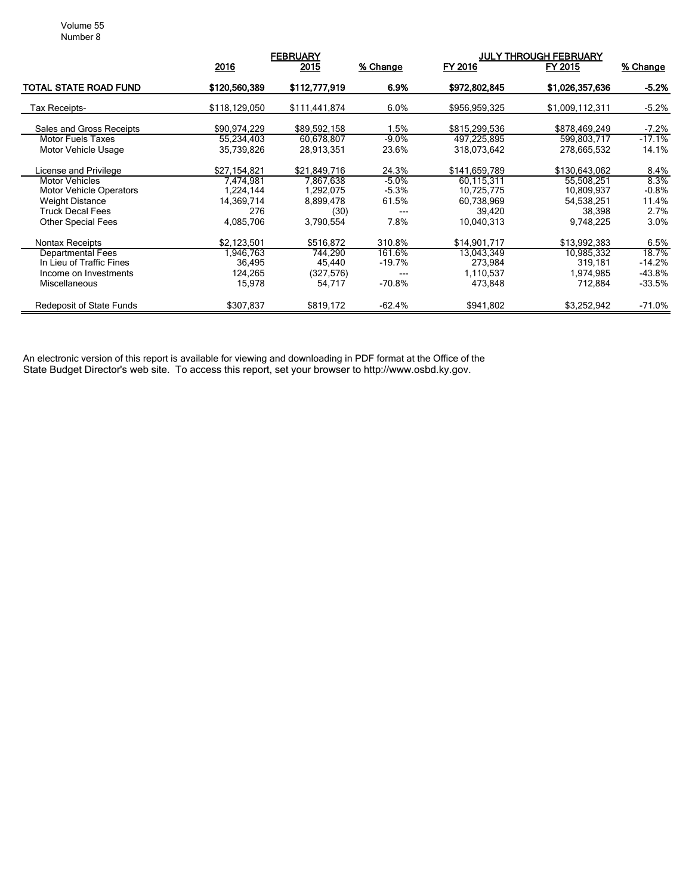| | FEBRUARY | | | JULY THROUGH FEBRUARY | | |
|---|---|---|---|---|---|---|
| | 2016 | 2015 | % Change | FY 2016 | FY 2015 | % Change |
| **TOTAL STATE ROAD FUND** | **$120,560,389** | **$112,777,919** | **6.9%** | **$972,802,845** | **$1,026,357,636** | **-5.2%** |
| Tax Receipts- | $118,129,050 | $111,441,874 | 6.0% | $956,959,325 | $1,009,112,311 | -5.2% |
| Sales and Gross Receipts | $90,974,229 | $89,592,158 | 1.5% | $815,299,536 | $878,469,249 | -7.2% |
| Motor Fuels Taxes | 55,234,403 | 60,678,807 | -9.0% | 497,225,895 | 599,803,717 | -17.1% |
| Motor Vehicle Usage | 35,739,826 | 28,913,351 | 23.6% | 318,073,642 | 278,665,532 | 14.1% |
| License and Privilege | $27,154,821 | $21,849,716 | 24.3% | $141,659,789 | $130,643,062 | 8.4% |
| Motor Vehicles | 7,474,981 | 7,867,638 | -5.0% | 60,115,311 | 55,508,251 | 8.3% |
| Motor Vehicle Operators | 1,224,144 | 1,292,075 | -5.3% | 10,725,775 | 10,809,937 | -0.8% |
| Weight Distance | 14,369,714 | 8,899,478 | 61.5% | 60,738,969 | 54,538,251 | 11.4% |
| Truck Decal Fees | 276 | (30) | --- | 39,420 | 38,398 | 2.7% |
| Other Special Fees | 4,085,706 | 3,790,554 | 7.8% | 10,040,313 | 9,748,225 | 3.0% |
| Nontax Receipts | $2,123,501 | $516,872 | 310.8% | $14,901,717 | $13,992,383 | 6.5% |
| Departmental Fees | 1,946,763 | 744,290 | 161.6% | 13,043,349 | 10,985,332 | 18.7% |
| In Lieu of Traffic Fines | 36,495 | 45,440 | -19.7% | 273,984 | 319,181 | -14.2% |
| Income on Investments | 124,265 | (327,576) | --- | 1,110,537 | 1,974,985 | -43.8% |
| Miscellaneous | 15,978 | 54,717 | -70.8% | 473,848 | 712,884 | -33.5% |
| Redeposit of State Funds | $307,837 | $819,172 | -62.4% | $941,802 | $3,252,942 | -71.0% |

An electronic version of this report is available for viewing and downloading in PDF format at the Office of the State Budget Director's web site. To access this report, set your browser to http://www.osbd.ky.gov.